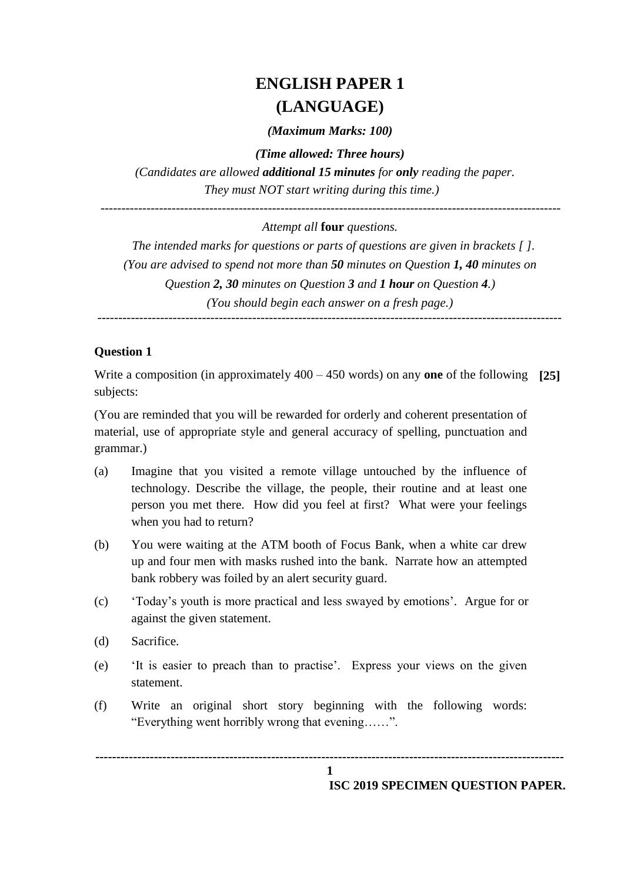# ENGLISH PAPER 1
# (LANGUAGE)

***(Maximum Marks: 100)***

***(Time allowed: Three hours)***

*(Candidates are allowed **additional 15 minutes** for **only** reading the paper. They must NOT start writing during this time.)*

---

*Attempt all* **four** *questions.*

*The intended marks for questions or parts of questions are given in brackets [ ].*

*(You are advised to spend not more than **50** minutes on Question **1, 40** minutes on Question **2, 30** minutes on Question **3** and **1 hour** on Question **4**.)*

*(You should begin each answer on a fresh page.)*

---

**Question 1**

Write a composition (in approximately 400 – 450 words) on any **one** of the following subjects: **[25]**

(You are reminded that you will be rewarded for orderly and coherent presentation of material, use of appropriate style and general accuracy of spelling, punctuation and grammar.)

(a) Imagine that you visited a remote village untouched by the influence of technology. Describe the village, the people, their routine and at least one person you met there. How did you feel at first? What were your feelings when you had to return?

(b) You were waiting at the ATM booth of Focus Bank, when a white car drew up and four men with masks rushed into the bank. Narrate how an attempted bank robbery was foiled by an alert security guard.

(c) 'Today's youth is more practical and less swayed by emotions'. Argue for or against the given statement.

(d) Sacrifice.

(e) 'It is easier to preach than to practise'. Express your views on the given statement.

(f) Write an original short story beginning with the following words: "Everything went horribly wrong that evening……".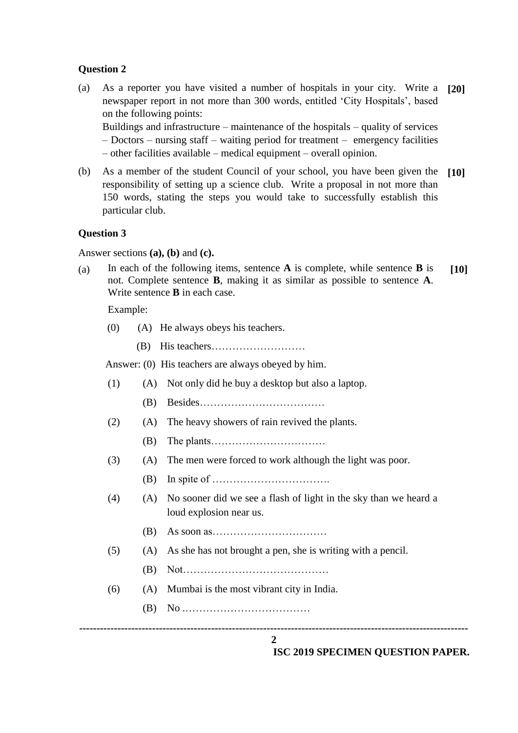**Question 2**

(a) As a reporter you have visited a number of hospitals in your city. Write a newspaper report in not more than 300 words, entitled 'City Hospitals', based on the following points: **[20]**

Buildings and infrastructure – maintenance of the hospitals – quality of services – Doctors – nursing staff – waiting period for treatment – emergency facilities – other facilities available – medical equipment – overall opinion.

(b) As a member of the student Council of your school, you have been given the responsibility of setting up a science club. Write a proposal in not more than 150 words, stating the steps you would take to successfully establish this particular club. **[10]**

**Question 3**

Answer sections **(a), (b)** and **(c).**

(a) In each of the following items, sentence **A** is complete, while sentence **B** is not. Complete sentence **B**, making it as similar as possible to sentence **A**. Write sentence **B** in each case. **[10]**

Example:

(0) (A) He always obeys his teachers.

(B) His teachers………………………

Answer: (0) His teachers are always obeyed by him.

(1) (A) Not only did he buy a desktop but also a laptop.

(B) Besides………………………………

(2) (A) The heavy showers of rain revived the plants.

(B) The plants……………………………

(3) (A) The men were forced to work although the light was poor.

(B) In spite of …………………………….

(4) (A) No sooner did we see a flash of light in the sky than we heard a loud explosion near us.

(B) As soon as……………………………

(5) (A) As she has not brought a pen, she is writing with a pencil.

(B) Not……………………………………

(6) (A) Mumbai is the most vibrant city in India.

(B) No ..……………………………….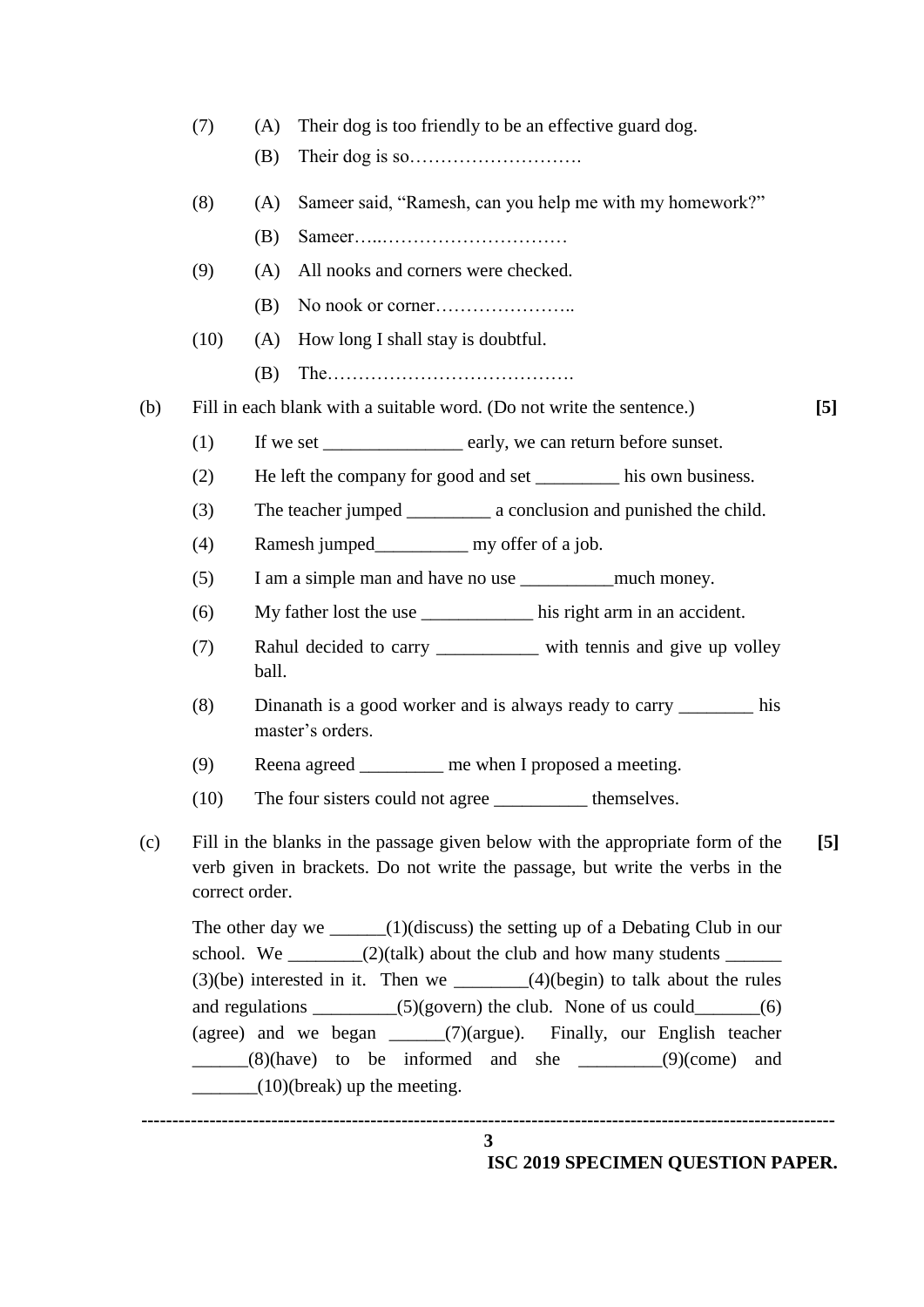(7) (A) Their dog is too friendly to be an effective guard dog.

(B) Their dog is so……………………….

(8) (A) Sameer said, "Ramesh, can you help me with my homework?"

(B) Sameer…..…………………………

(9) (A) All nooks and corners were checked.

(B) No nook or corner…………………..

(10) (A) How long I shall stay is doubtful.

(B) The………………………………….

(b) Fill in each blank with a suitable word. (Do not write the sentence.) **[5]**

(1) If we set _______________ early, we can return before sunset.

(2) He left the company for good and set _________ his own business.

(3) The teacher jumped _________ a conclusion and punished the child.

(4) Ramesh jumped__________ my offer of a job.

(5) I am a simple man and have no use __________much money.

(6) My father lost the use ____________ his right arm in an accident.

(7) Rahul decided to carry ___________ with tennis and give up volley ball.

(8) Dinanath is a good worker and is always ready to carry ________ his master's orders.

(9) Reena agreed _________ me when I proposed a meeting.

(10) The four sisters could not agree __________ themselves.

(c) Fill in the blanks in the passage given below with the appropriate form of the verb given in brackets. Do not write the passage, but write the verbs in the correct order. **[5]**

The other day we ______(1)(discuss) the setting up of a Debating Club in our school. We ________(2)(talk) about the club and how many students ______(3)(be) interested in it. Then we ________(4)(begin) to talk about the rules and regulations _________(5)(govern) the club. None of us could_______(6)(agree) and we began ______(7)(argue). Finally, our English teacher ______(8)(have) to be informed and she _________(9)(come) and _______(10)(break) up the meeting.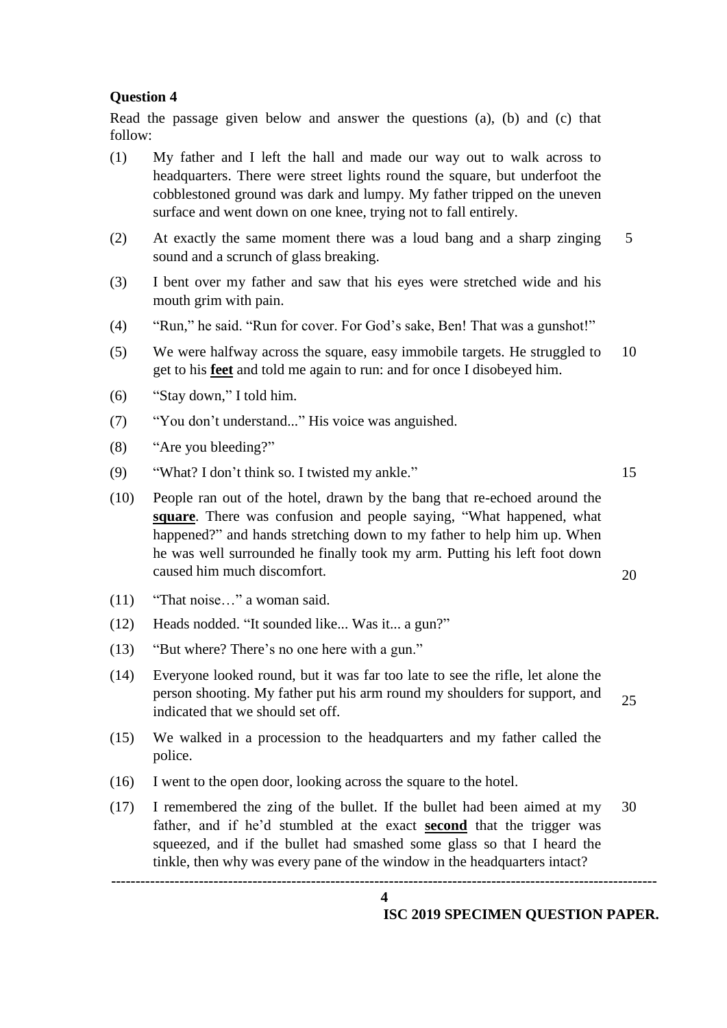**Question 4**

Read the passage given below and answer the questions (a), (b) and (c) that follow:

(1) My father and I left the hall and made our way out to walk across to headquarters. There were street lights round the square, but underfoot the cobblestoned ground was dark and lumpy. My father tripped on the uneven surface and went down on one knee, trying not to fall entirely.

(2) At exactly the same moment there was a loud bang and a sharp zinging sound and a scrunch of glass breaking. 5

(3) I bent over my father and saw that his eyes were stretched wide and his mouth grim with pain.

(4) "Run," he said. "Run for cover. For God's sake, Ben! That was a gunshot!"

(5) We were halfway across the square, easy immobile targets. He struggled to get to his **feet** and told me again to run: and for once I disobeyed him. 10

(6) "Stay down," I told him.

(7) "You don't understand..." His voice was anguished.

(8) "Are you bleeding?"

(9) "What? I don't think so. I twisted my ankle." 15

(10) People ran out of the hotel, drawn by the bang that re-echoed around the **square**. There was confusion and people saying, "What happened, what happened?" and hands stretching down to my father to help him up. When he was well surrounded he finally took my arm. Putting his left foot down caused him much discomfort. 20

(11) "That noise…" a woman said.

(12) Heads nodded. "It sounded like... Was it... a gun?"

(13) "But where? There's no one here with a gun."

(14) Everyone looked round, but it was far too late to see the rifle, let alone the person shooting. My father put his arm round my shoulders for support, and indicated that we should set off. 25

(15) We walked in a procession to the headquarters and my father called the police.

(16) I went to the open door, looking across the square to the hotel.

(17) I remembered the zing of the bullet. If the bullet had been aimed at my father, and if he'd stumbled at the exact **second** that the trigger was squeezed, and if the bullet had smashed some glass so that I heard the tinkle, then why was every pane of the window in the headquarters intact? 30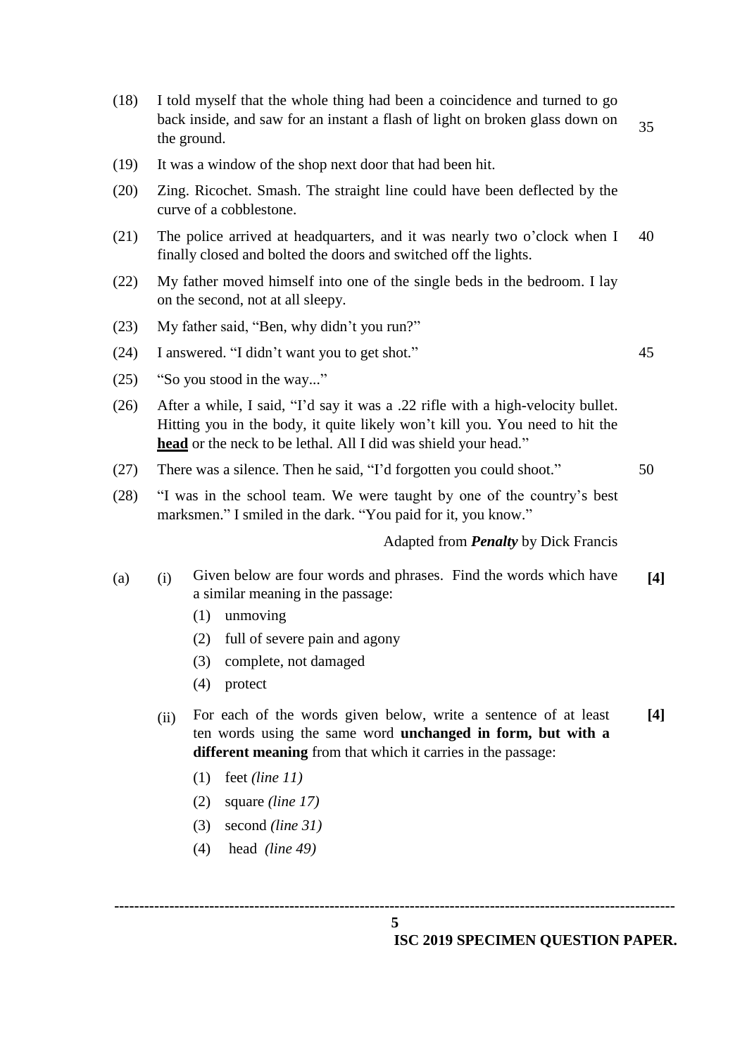(18) I told myself that the whole thing had been a coincidence and turned to go back inside, and saw for an instant a flash of light on broken glass down on the ground. 35

(19) It was a window of the shop next door that had been hit.

(20) Zing. Ricochet. Smash. The straight line could have been deflected by the curve of a cobblestone.

(21) The police arrived at headquarters, and it was nearly two o'clock when I finally closed and bolted the doors and switched off the lights. 40

(22) My father moved himself into one of the single beds in the bedroom. I lay on the second, not at all sleepy.

(23) My father said, "Ben, why didn't you run?"

(24) I answered. "I didn't want you to get shot." 45

(25) "So you stood in the way..."

(26) After a while, I said, "I'd say it was a .22 rifle with a high-velocity bullet. Hitting you in the body, it quite likely won't kill you. You need to hit the **head** or the neck to be lethal. All I did was shield your head."

(27) There was a silence. Then he said, "I'd forgotten you could shoot." 50

(28) "I was in the school team. We were taught by one of the country's best marksmen." I smiled in the dark. "You paid for it, you know."

Adapted from ***Penalty*** by Dick Francis

(a) (i) Given below are four words and phrases. Find the words which have a similar meaning in the passage: **[4]**

(1) unmoving
(2) full of severe pain and agony
(3) complete, not damaged
(4) protect

(ii) For each of the words given below, write a sentence of at least ten words using the same word **unchanged in form, but with a different meaning** from that which it carries in the passage: **[4]**

(1) feet *(line 11)*
(2) square *(line 17)*
(3) second *(line 31)*
(4) head *(line 49)*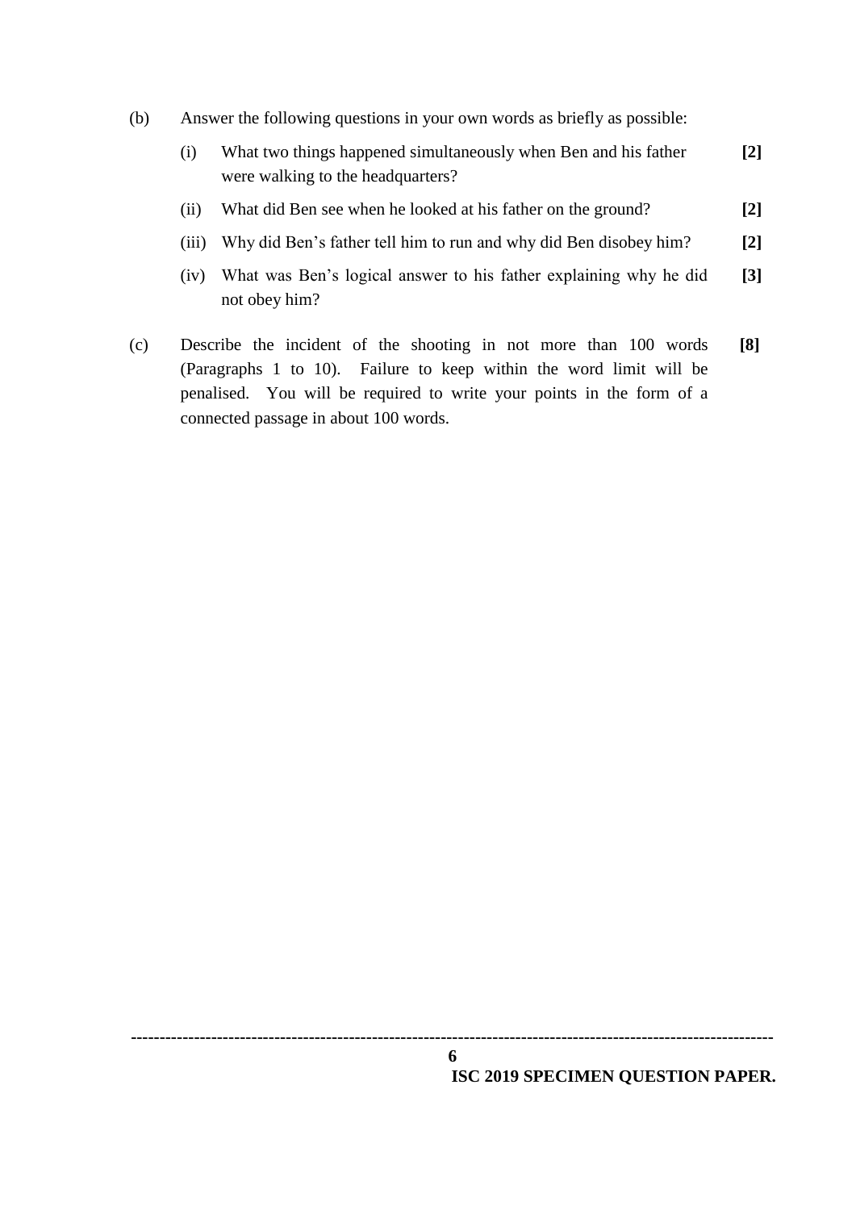(b) Answer the following questions in your own words as briefly as possible:

(i) What two things happened simultaneously when Ben and his father were walking to the headquarters? **[2]**

(ii) What did Ben see when he looked at his father on the ground? **[2]**

(iii) Why did Ben's father tell him to run and why did Ben disobey him? **[2]**

(iv) What was Ben's logical answer to his father explaining why he did not obey him? **[3]**

(c) Describe the incident of the shooting in not more than 100 words (Paragraphs 1 to 10). Failure to keep within the word limit will be penalised. You will be required to write your points in the form of a connected passage in about 100 words. **[8]**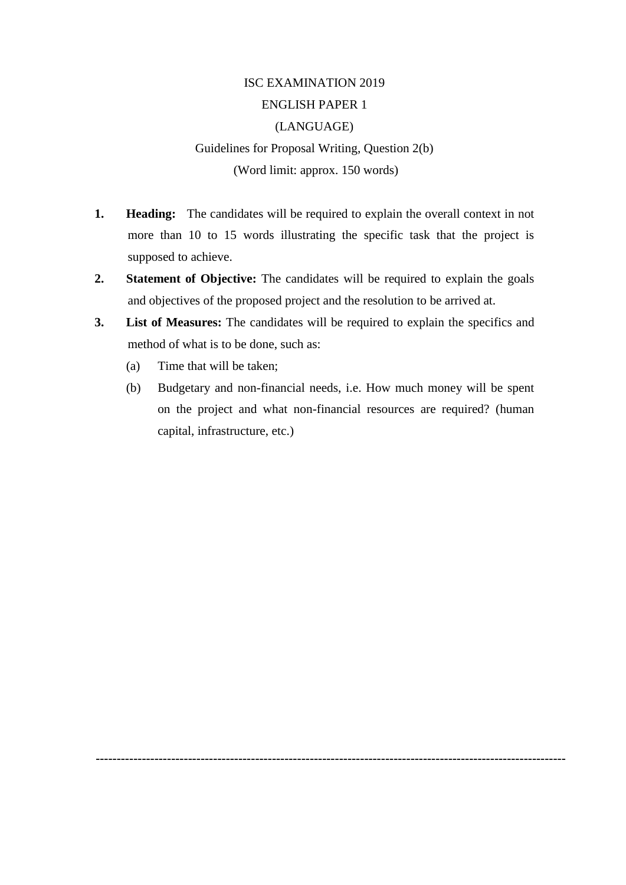ISC EXAMINATION 2019

ENGLISH PAPER 1

(LANGUAGE)

Guidelines for Proposal Writing, Question 2(b)

(Word limit: approx. 150 words)

1. **Heading:** The candidates will be required to explain the overall context in not more than 10 to 15 words illustrating the specific task that the project is supposed to achieve.
2. **Statement of Objective:** The candidates will be required to explain the goals and objectives of the proposed project and the resolution to be arrived at.
3. **List of Measures:** The candidates will be required to explain the specifics and method of what is to be done, such as:
   - (a) Time that will be taken;
   - (b) Budgetary and non-financial needs, i.e. How much money will be spent on the project and what non-financial resources are required? (human capital, infrastructure, etc.)

---